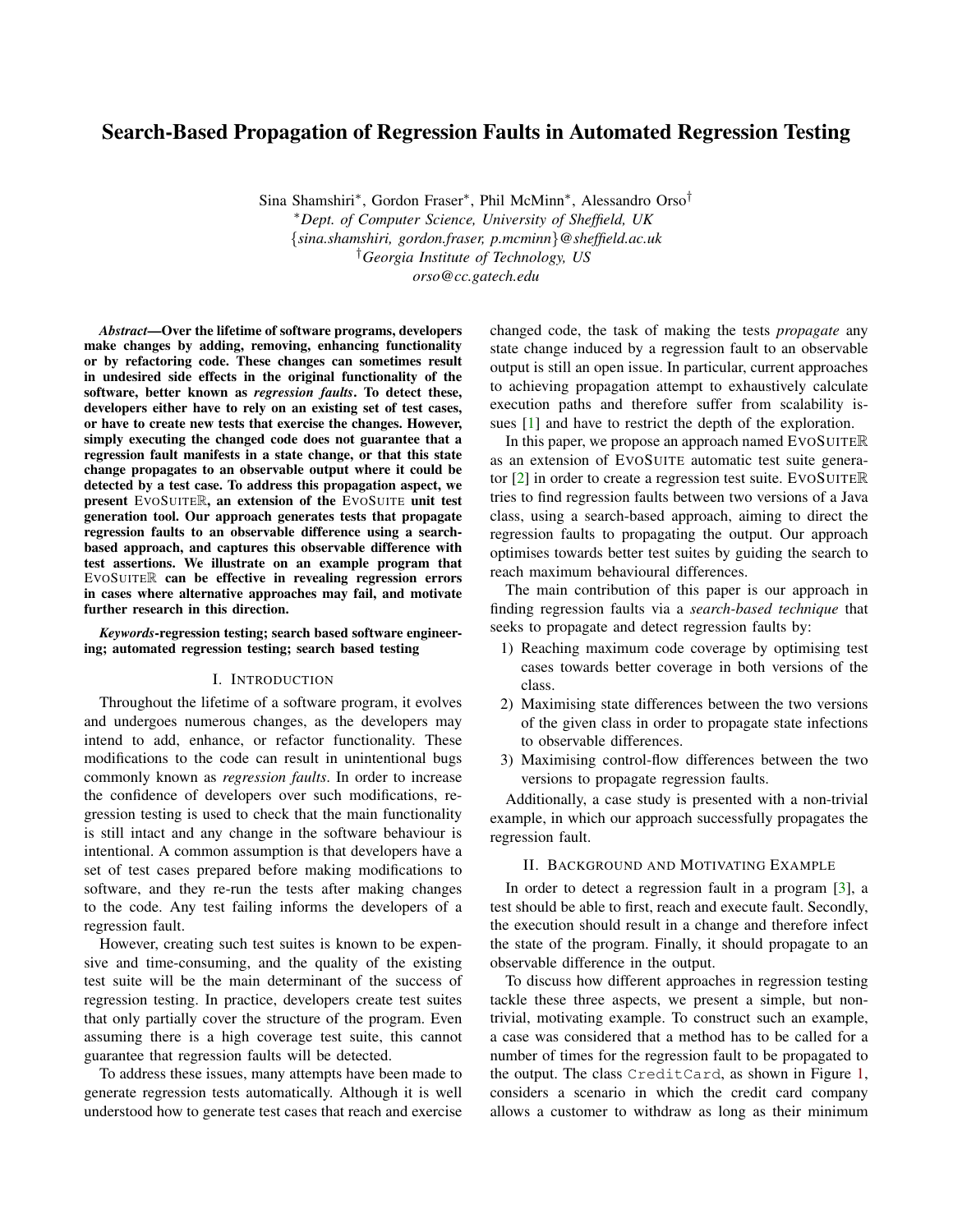# Search-Based Propagation of Regression Faults in Automated Regression Testing

Sina Shamshiri*, Gordon Fraser*, Phil McMinn*, Alessandro Orso†

*Dept. of Computer Science, University of Sheffield, UK
{sina.shamshiri, gordon.fraser, p.mcminn}@sheffield.ac.uk

†Georgia Institute of Technology, US
orso@cc.gatech.edu

***Abstract*—Over the lifetime of software programs, developers make changes by adding, removing, enhancing functionality or by refactoring code. These changes can sometimes result in undesired side effects in the original functionality of the software, better known as *regression faults*. To detect these, developers either have to rely on an existing set of test cases, or have to create new tests that exercise the changes. However, simply executing the changed code does not guarantee that a regression fault manifests in a state change, or that this state change propagates to an observable output where it could be detected by a test case. To address this propagation aspect, we present EVOSUITEℝ, an extension of the EVOSUITE unit test generation tool. Our approach generates tests that propagate regression faults to an observable difference using a search-based approach, and captures this observable difference with test assertions. We illustrate on an example program that EVOSUITEℝ can be effective in revealing regression errors in cases where alternative approaches may fail, and motivate further research in this direction.**

***Keywords*-regression testing; search based software engineering; automated regression testing; search based testing**

## I. Introduction

Throughout the lifetime of a software program, it evolves and undergoes numerous changes, as the developers may intend to add, enhance, or refactor functionality. These modifications to the code can result in unintentional bugs commonly known as *regression faults*. In order to increase the confidence of developers over such modifications, regression testing is used to check that the main functionality is still intact and any change in the software behaviour is intentional. A common assumption is that developers have a set of test cases prepared before making modifications to software, and they re-run the tests after making changes to the code. Any test failing informs the developers of a regression fault.

However, creating such test suites is known to be expensive and time-consuming, and the quality of the existing test suite will be the main determinant of the success of regression testing. In practice, developers create test suites that only partially cover the structure of the program. Even assuming there is a high coverage test suite, this cannot guarantee that regression faults will be detected.

To address these issues, many attempts have been made to generate regression tests automatically. Although it is well understood how to generate test cases that reach and exercise changed code, the task of making the tests *propagate* any state change induced by a regression fault to an observable output is still an open issue. In particular, current approaches to achieving propagation attempt to exhaustively calculate execution paths and therefore suffer from scalability issues [1] and have to restrict the depth of the exploration.

In this paper, we propose an approach named EVOSUITEℝ as an extension of EVOSUITE automatic test suite generator [2] in order to create a regression test suite. EVOSUITEℝ tries to find regression faults between two versions of a Java class, using a search-based approach, aiming to direct the regression faults to propagating the output. Our approach optimises towards better test suites by guiding the search to reach maximum behavioural differences.

The main contribution of this paper is our approach in finding regression faults via a *search-based technique* that seeks to propagate and detect regression faults by:

1) Reaching maximum code coverage by optimising test cases towards better coverage in both versions of the class.
2) Maximising state differences between the two versions of the given class in order to propagate state infections to observable differences.
3) Maximising control-flow differences between the two versions to propagate regression faults.

Additionally, a case study is presented with a non-trivial example, in which our approach successfully propagates the regression fault.

## II. Background and Motivating Example

In order to detect a regression fault in a program [3], a test should be able to first, reach and execute fault. Secondly, the execution should result in a change and therefore infect the state of the program. Finally, it should propagate to an observable difference in the output.

To discuss how different approaches in regression testing tackle these three aspects, we present a simple, but non-trivial, motivating example. To construct such an example, a case was considered that a method has to be called for a number of times for the regression fault to be propagated to the output. The class `CreditCard`, as shown in Figure 1, considers a scenario in which the credit card company allows a customer to withdraw as long as their minimum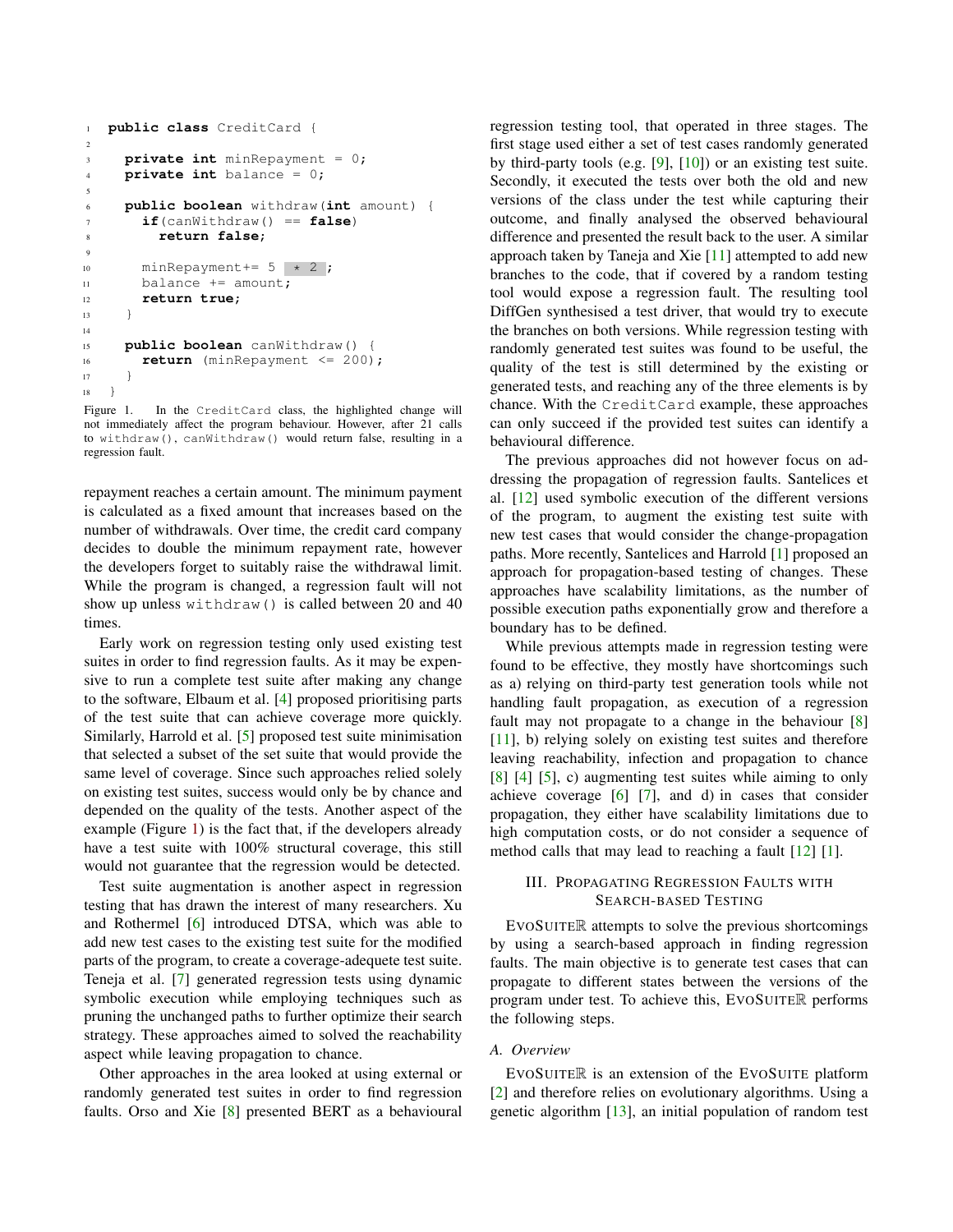```java
public class CreditCard {

  private int minRepayment = 0;
  private int balance = 0;

  public boolean withdraw(int amount) {
    if(canWithdraw() == false)
      return false;

    minRepayment+= 5 * 2 ;
    balance += amount;
    return true;
  }

  public boolean canWithdraw() {
    return (minRepayment <= 200);
  }
}
```

Figure 1. In the CreditCard class, the highlighted change will not immediately affect the program behaviour. However, after 21 calls to withdraw(), canWithdraw() would return false, resulting in a regression fault.

repayment reaches a certain amount. The minimum payment is calculated as a fixed amount that increases based on the number of withdrawals. Over time, the credit card company decides to double the minimum repayment rate, however the developers forget to suitably raise the withdrawal limit. While the program is changed, a regression fault will not show up unless withdraw() is called between 20 and 40 times.

Early work on regression testing only used existing test suites in order to find regression faults. As it may be expensive to run a complete test suite after making any change to the software, Elbaum et al. [4] proposed prioritising parts of the test suite that can achieve coverage more quickly. Similarly, Harrold et al. [5] proposed test suite minimisation that selected a subset of the set suite that would provide the same level of coverage. Since such approaches relied solely on existing test suites, success would only be by chance and depended on the quality of the tests. Another aspect of the example (Figure 1) is the fact that, if the developers already have a test suite with 100% structural coverage, this still would not guarantee that the regression would be detected.

Test suite augmentation is another aspect in regression testing that has drawn the interest of many researchers. Xu and Rothermel [6] introduced DTSA, which was able to add new test cases to the existing test suite for the modified parts of the program, to create a coverage-adequete test suite. Teneja et al. [7] generated regression tests using dynamic symbolic execution while employing techniques such as pruning the unchanged paths to further optimize their search strategy. These approaches aimed to solved the reachability aspect while leaving propagation to chance.

Other approaches in the area looked at using external or randomly generated test suites in order to find regression faults. Orso and Xie [8] presented BERT as a behavioural regression testing tool, that operated in three stages. The first stage used either a set of test cases randomly generated by third-party tools (e.g. [9], [10]) or an existing test suite. Secondly, it executed the tests over both the old and new versions of the class under the test while capturing their outcome, and finally analysed the observed behavioural difference and presented the result back to the user. A similar approach taken by Taneja and Xie [11] attempted to add new branches to the code, that if covered by a random testing tool would expose a regression fault. The resulting tool DiffGen synthesised a test driver, that would try to execute the branches on both versions. While regression testing with randomly generated test suites was found to be useful, the quality of the test is still determined by the existing or generated tests, and reaching any of the three elements is by chance. With the CreditCard example, these approaches can only succeed if the provided test suites can identify a behavioural difference.

The previous approaches did not however focus on addressing the propagation of regression faults. Santelices et al. [12] used symbolic execution of the different versions of the program, to augment the existing test suite with new test cases that would consider the change-propagation paths. More recently, Santelices and Harrold [1] proposed an approach for propagation-based testing of changes. These approaches have scalability limitations, as the number of possible execution paths exponentially grow and therefore a boundary has to be defined.

While previous attempts made in regression testing were found to be effective, they mostly have shortcomings such as a) relying on third-party test generation tools while not handling fault propagation, as execution of a regression fault may not propagate to a change in the behaviour [8] [11], b) relying solely on existing test suites and therefore leaving reachability, infection and propagation to chance [8] [4] [5], c) augmenting test suites while aiming to only achieve coverage [6] [7], and d) in cases that consider propagation, they either have scalability limitations due to high computation costs, or do not consider a sequence of method calls that may lead to reaching a fault [12] [1].

## III. Propagating Regression Faults with Search-based Testing

EvoSuiteℝ attempts to solve the previous shortcomings by using a search-based approach in finding regression faults. The main objective is to generate test cases that can propagate to different states between the versions of the program under test. To achieve this, EvoSuiteℝ performs the following steps.

### A. Overview

EvoSuiteℝ is an extension of the EvoSuite platform [2] and therefore relies on evolutionary algorithms. Using a genetic algorithm [13], an initial population of random test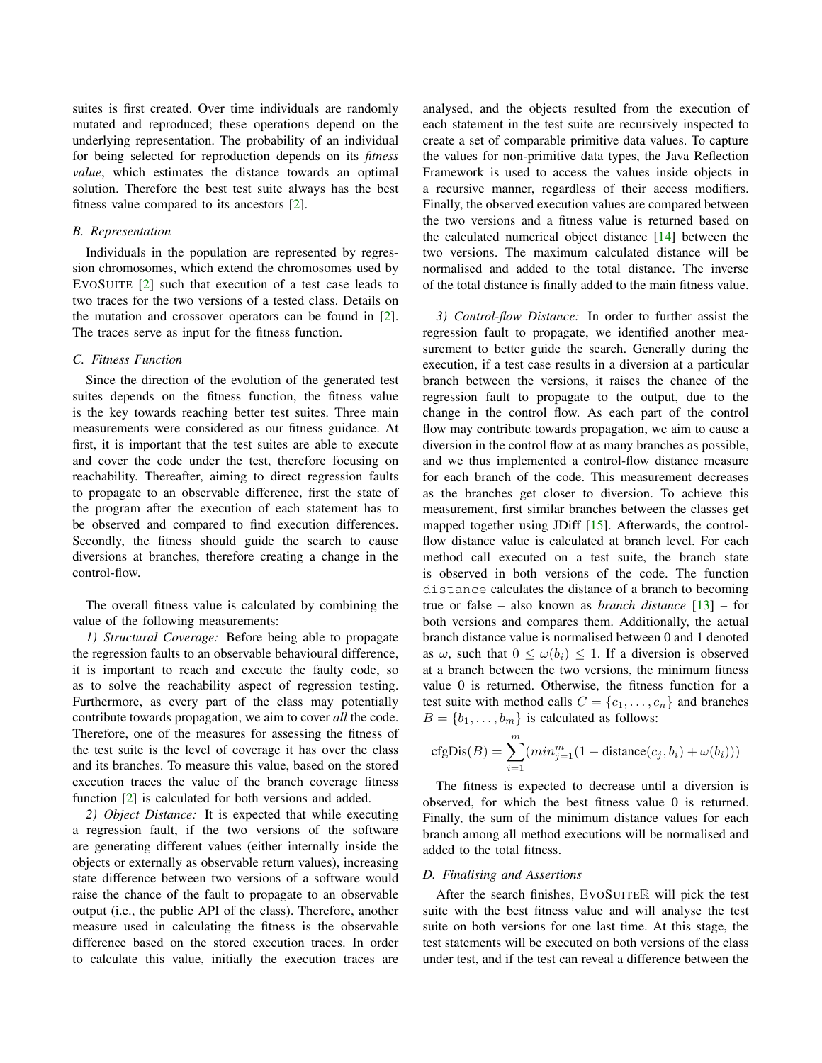suites is first created. Over time individuals are randomly mutated and reproduced; these operations depend on the underlying representation. The probability of an individual for being selected for reproduction depends on its *fitness value*, which estimates the distance towards an optimal solution. Therefore the best test suite always has the best fitness value compared to its ancestors [2].

### B. Representation

Individuals in the population are represented by regression chromosomes, which extend the chromosomes used by EvoSuite [2] such that execution of a test case leads to two traces for the two versions of a tested class. Details on the mutation and crossover operators can be found in [2]. The traces serve as input for the fitness function.

### C. Fitness Function

Since the direction of the evolution of the generated test suites depends on the fitness function, the fitness value is the key towards reaching better test suites. Three main measurements were considered as our fitness guidance. At first, it is important that the test suites are able to execute and cover the code under the test, therefore focusing on reachability. Thereafter, aiming to direct regression faults to propagate to an observable difference, first the state of the program after the execution of each statement has to be observed and compared to find execution differences. Secondly, the fitness should guide the search to cause diversions at branches, therefore creating a change in the control-flow.

The overall fitness value is calculated by combining the value of the following measurements:

*1) Structural Coverage:* Before being able to propagate the regression faults to an observable behavioural difference, it is important to reach and execute the faulty code, so as to solve the reachability aspect of regression testing. Furthermore, as every part of the class may potentially contribute towards propagation, we aim to cover *all* the code. Therefore, one of the measures for assessing the fitness of the test suite is the level of coverage it has over the class and its branches. To measure this value, based on the stored execution traces the value of the branch coverage fitness function [2] is calculated for both versions and added.

*2) Object Distance:* It is expected that while executing a regression fault, if the two versions of the software are generating different values (either internally inside the objects or externally as observable return values), increasing state difference between two versions of a software would raise the chance of the fault to propagate to an observable output (i.e., the public API of the class). Therefore, another measure used in calculating the fitness is the observable difference based on the stored execution traces. In order to calculate this value, initially the execution traces are analysed, and the objects resulted from the execution of each statement in the test suite are recursively inspected to create a set of comparable primitive data values. To capture the values for non-primitive data types, the Java Reflection Framework is used to access the values inside objects in a recursive manner, regardless of their access modifiers. Finally, the observed execution values are compared between the two versions and a fitness value is returned based on the calculated numerical object distance [14] between the two versions. The maximum calculated distance will be normalised and added to the total distance. The inverse of the total distance is finally added to the main fitness value.

*3) Control-flow Distance:* In order to further assist the regression fault to propagate, we identified another measurement to better guide the search. Generally during the execution, if a test case results in a diversion at a particular branch between the versions, it raises the chance of the regression fault to propagate to the output, due to the change in the control flow. As each part of the control flow may contribute towards propagation, we aim to cause a diversion in the control flow at as many branches as possible, and we thus implemented a control-flow distance measure for each branch of the code. This measurement decreases as the branches get closer to diversion. To achieve this measurement, first similar branches between the classes get mapped together using JDiff [15]. Afterwards, the control-flow distance value is calculated at branch level. For each method call executed on a test suite, the branch state is observed in both versions of the code. The function `distance` calculates the distance of a branch to becoming true or false – also known as *branch distance* [13] – for both versions and compares them. Additionally, the actual branch distance value is normalised between 0 and 1 denoted as $\omega$, such that $0 \leq \omega(b_i) \leq 1$. If a diversion is observed at a branch between the two versions, the minimum fitness value 0 is returned. Otherwise, the fitness function for a test suite with method calls $C = \{c_1, \ldots, c_n\}$ and branches $B = \{b_1, \ldots, b_m\}$ is calculated as follows:

$$\text{cfgDis}(B) = \sum_{i=1}^{m} (min_{j=1}^{m}(1 - \text{distance}(c_j, b_i) + \omega(b_i)))$$

The fitness is expected to decrease until a diversion is observed, for which the best fitness value 0 is returned. Finally, the sum of the minimum distance values for each branch among all method executions will be normalised and added to the total fitness.

### D. Finalising and Assertions

After the search finishes, EvoSuite$\mathbb{R}$ will pick the test suite with the best fitness value and will analyse the test suite on both versions for one last time. At this stage, the test statements will be executed on both versions of the class under test, and if the test can reveal a difference between the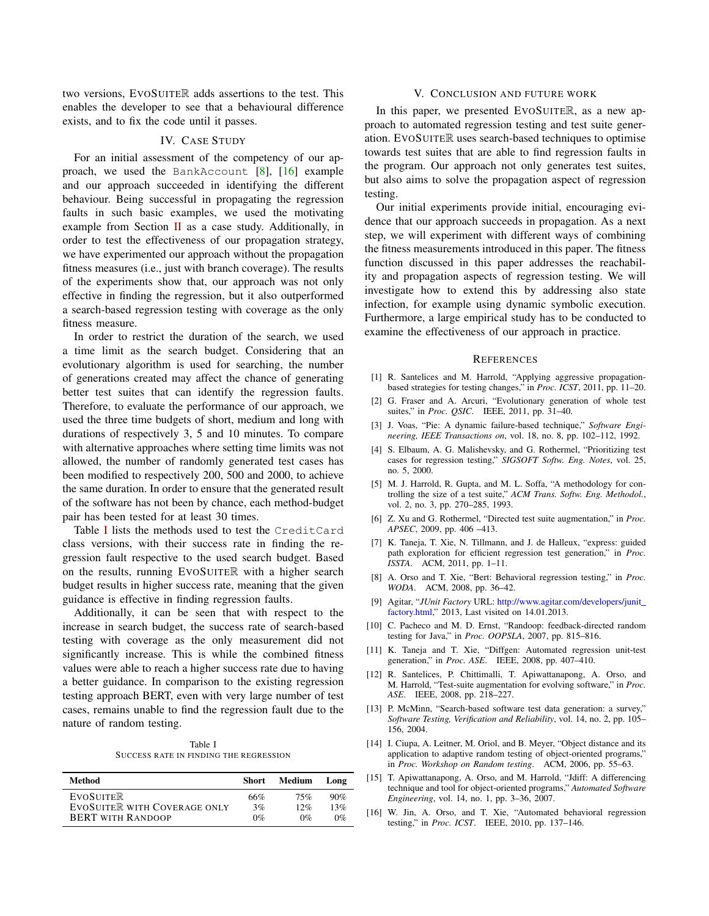two versions, EVOSUITEℝ adds assertions to the test. This enables the developer to see that a behavioural difference exists, and to fix the code until it passes.

## IV. Case Study

For an initial assessment of the competency of our approach, we used the `BankAccount` [8], [16] example and our approach succeeded in identifying the different behaviour. Being successful in propagating the regression faults in such basic examples, we used the motivating example from Section II as a case study. Additionally, in order to test the effectiveness of our propagation strategy, we have experimented our approach without the propagation fitness measures (i.e., just with branch coverage). The results of the experiments show that, our approach was not only effective in finding the regression, but it also outperformed a search-based regression testing with coverage as the only fitness measure.

In order to restrict the duration of the search, we used a time limit as the search budget. Considering that an evolutionary algorithm is used for searching, the number of generations created may affect the chance of generating better test suites that can identify the regression faults. Therefore, to evaluate the performance of our approach, we used the three time budgets of short, medium and long with durations of respectively 3, 5 and 10 minutes. To compare with alternative approaches where setting time limits was not allowed, the number of randomly generated test cases has been modified to respectively 200, 500 and 2000, to achieve the same duration. In order to ensure that the generated result of the software has not been by chance, each method-budget pair has been tested for at least 30 times.

Table I lists the methods used to test the `CreditCard` class versions, with their success rate in finding the regression fault respective to the used search budget. Based on the results, running EVOSUITEℝ with a higher search budget results in higher success rate, meaning that the given guidance is effective in finding regression faults.

Additionally, it can be seen that with respect to the increase in search budget, the success rate of search-based testing with coverage as the only measurement did not significantly increase. This is while the combined fitness values were able to reach a higher success rate due to having a better guidance. In comparison to the existing regression testing approach BERT, even with very large number of test cases, remains unable to find the regression fault due to the nature of random testing.

Table I
SUCCESS RATE IN FINDING THE REGRESSION

| **Method** | **Short** | **Medium** | **Long** |
|---|---|---|---|
| EVOSUITEℝ | 66% | 75% | 90% |
| EVOSUITEℝ WITH COVERAGE ONLY | 3% | 12% | 13% |
| BERT WITH RANDOOP | 0% | 0% | 0% |

## V. Conclusion and Future Work

In this paper, we presented EVOSUITEℝ, as a new approach to automated regression testing and test suite generation. EVOSUITEℝ uses search-based techniques to optimise towards test suites that are able to find regression faults in the program. Our approach not only generates test suites, but also aims to solve the propagation aspect of regression testing.

Our initial experiments provide initial, encouraging evidence that our approach succeeds in propagation. As a next step, we will experiment with different ways of combining the fitness measurements introduced in this paper. The fitness function discussed in this paper addresses the reachability and propagation aspects of regression testing. We will investigate how to extend this by addressing also state infection, for example using dynamic symbolic execution. Furthermore, a large empirical study has to be conducted to examine the effectiveness of our approach in practice.

## References

[1] R. Santelices and M. Harrold, "Applying aggressive propagation-based strategies for testing changes," in *Proc. ICST*, 2011, pp. 11–20.

[2] G. Fraser and A. Arcuri, "Evolutionary generation of whole test suites," in *Proc. QSIC*. IEEE, 2011, pp. 31–40.

[3] J. Voas, "Pie: A dynamic failure-based technique," *Software Engineering, IEEE Transactions on*, vol. 18, no. 8, pp. 102–112, 1992.

[4] S. Elbaum, A. G. Malishevsky, and G. Rothermel, "Prioritizing test cases for regression testing," *SIGSOFT Softw. Eng. Notes*, vol. 25, no. 5, 2000.

[5] M. J. Harrold, R. Gupta, and M. L. Soffa, "A methodology for controlling the size of a test suite," *ACM Trans. Softw. Eng. Methodol.*, vol. 2, no. 3, pp. 270–285, 1993.

[6] Z. Xu and G. Rothermel, "Directed test suite augmentation," in *Proc. APSEC*, 2009, pp. 406 –413.

[7] K. Taneja, T. Xie, N. Tillmann, and J. de Halleux, "express: guided path exploration for efficient regression test generation," in *Proc. ISSTA*. ACM, 2011, pp. 1–11.

[8] A. Orso and T. Xie, "Bert: Behavioral regression testing," in *Proc. WODA*. ACM, 2008, pp. 36–42.

[9] Agitar, "*JUnit Factory* URL: http://www.agitar.com/developers/junit_factory.html," 2013, Last visited on 14.01.2013.

[10] C. Pacheco and M. D. Ernst, "Randoop: feedback-directed random testing for Java," in *Proc. OOPSLA*, 2007, pp. 815–816.

[11] K. Taneja and T. Xie, "Diffgen: Automated regression unit-test generation," in *Proc. ASE*. IEEE, 2008, pp. 407–410.

[12] R. Santelices, P. Chittimalli, T. Apiwattanapong, A. Orso, and M. Harrold, "Test-suite augmentation for evolving software," in *Proc. ASE*. IEEE, 2008, pp. 218–227.

[13] P. McMinn, "Search-based software test data generation: a survey," *Software Testing, Verification and Reliability*, vol. 14, no. 2, pp. 105–156, 2004.

[14] I. Ciupa, A. Leitner, M. Oriol, and B. Meyer, "Object distance and its application to adaptive random testing of object-oriented programs," in *Proc. Workshop on Random testing*. ACM, 2006, pp. 55–63.

[15] T. Apiwattanapong, A. Orso, and M. Harrold, "Jdiff: A differencing technique and tool for object-oriented programs," *Automated Software Engineering*, vol. 14, no. 1, pp. 3–36, 2007.

[16] W. Jin, A. Orso, and T. Xie, "Automated behavioral regression testing," in *Proc. ICST*. IEEE, 2010, pp. 137–146.